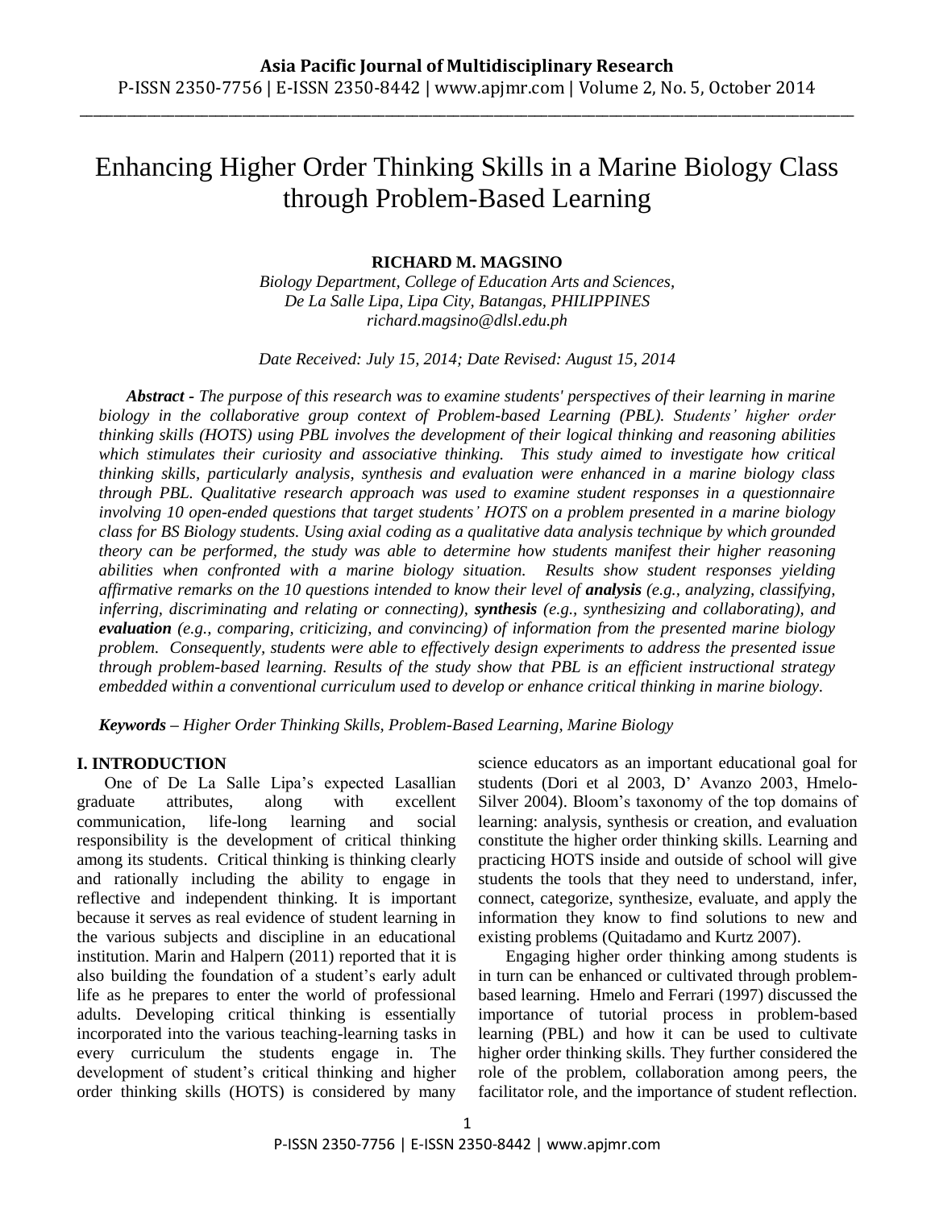# Enhancing Higher Order Thinking Skills in a Marine Biology Class through Problem-Based Learning

**RICHARD M. MAGSINO**

*Biology Department, College of Education Arts and Sciences,*
*De La Salle Lipa, Lipa City, Batangas, PHILIPPINES*
*richard.magsino@dlsl.edu.ph*

*Date Received: July 15, 2014; Date Revised: August 15, 2014*

***Abstract -*** *The purpose of this research was to examine students' perspectives of their learning in marine biology in the collaborative group context of Problem-based Learning (PBL). Students' higher order thinking skills (HOTS) using PBL involves the development of their logical thinking and reasoning abilities which stimulates their curiosity and associative thinking. This study aimed to investigate how critical thinking skills, particularly analysis, synthesis and evaluation were enhanced in a marine biology class through PBL. Qualitative research approach was used to examine student responses in a questionnaire involving 10 open-ended questions that target students' HOTS on a problem presented in a marine biology class for BS Biology students. Using axial coding as a qualitative data analysis technique by which grounded theory can be performed, the study was able to determine how students manifest their higher reasoning abilities when confronted with a marine biology situation. Results show student responses yielding affirmative remarks on the 10 questions intended to know their level of* ***analysis*** *(e.g., analyzing, classifying, inferring, discriminating and relating or connecting),* ***synthesis*** *(e.g., synthesizing and collaborating), and* ***evaluation*** *(e.g., comparing, criticizing, and convincing) of information from the presented marine biology problem. Consequently, students were able to effectively design experiments to address the presented issue through problem-based learning. Results of the study show that PBL is an efficient instructional strategy embedded within a conventional curriculum used to develop or enhance critical thinking in marine biology.*

***Keywords –*** *Higher Order Thinking Skills, Problem-Based Learning, Marine Biology*

## I. INTRODUCTION

One of De La Salle Lipa's expected Lasallian graduate attributes, along with excellent communication, life-long learning and social responsibility is the development of critical thinking among its students. Critical thinking is thinking clearly and rationally including the ability to engage in reflective and independent thinking. It is important because it serves as real evidence of student learning in the various subjects and discipline in an educational institution. Marin and Halpern (2011) reported that it is also building the foundation of a student's early adult life as he prepares to enter the world of professional adults. Developing critical thinking is essentially incorporated into the various teaching-learning tasks in every curriculum the students engage in. The development of student's critical thinking and higher order thinking skills (HOTS) is considered by many science educators as an important educational goal for students (Dori et al 2003, D' Avanzo 2003, Hmelo-Silver 2004). Bloom's taxonomy of the top domains of learning: analysis, synthesis or creation, and evaluation constitute the higher order thinking skills. Learning and practicing HOTS inside and outside of school will give students the tools that they need to understand, infer, connect, categorize, synthesize, evaluate, and apply the information they know to find solutions to new and existing problems (Quitadamo and Kurtz 2007).

Engaging higher order thinking among students is in turn can be enhanced or cultivated through problem-based learning. Hmelo and Ferrari (1997) discussed the importance of tutorial process in problem-based learning (PBL) and how it can be used to cultivate higher order thinking skills. They further considered the role of the problem, collaboration among peers, the facilitator role, and the importance of student reflection.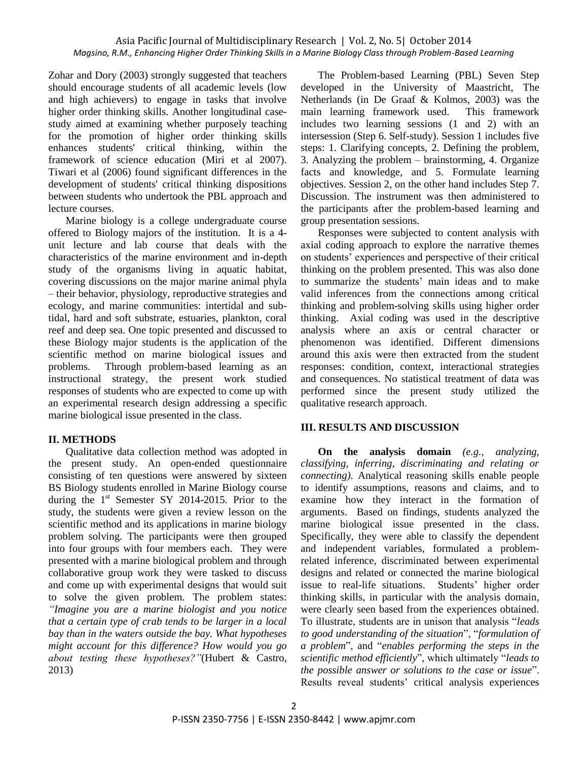Zohar and Dory (2003) strongly suggested that teachers should encourage students of all academic levels (low and high achievers) to engage in tasks that involve higher order thinking skills. Another longitudinal case-study aimed at examining whether purposely teaching for the promotion of higher order thinking skills enhances students' critical thinking, within the framework of science education (Miri et al 2007). Tiwari et al (2006) found significant differences in the development of students' critical thinking dispositions between students who undertook the PBL approach and lecture courses.

Marine biology is a college undergraduate course offered to Biology majors of the institution. It is a 4-unit lecture and lab course that deals with the characteristics of the marine environment and in-depth study of the organisms living in aquatic habitat, covering discussions on the major marine animal phyla – their behavior, physiology, reproductive strategies and ecology, and marine communities: intertidal and sub-tidal, hard and soft substrate, estuaries, plankton, coral reef and deep sea. One topic presented and discussed to these Biology major students is the application of the scientific method on marine biological issues and problems. Through problem-based learning as an instructional strategy, the present work studied responses of students who are expected to come up with an experimental research design addressing a specific marine biological issue presented in the class.

## II. METHODS

Qualitative data collection method was adopted in the present study. An open-ended questionnaire consisting of ten questions were answered by sixteen BS Biology students enrolled in Marine Biology course during the 1st Semester SY 2014-2015. Prior to the study, the students were given a review lesson on the scientific method and its applications in marine biology problem solving. The participants were then grouped into four groups with four members each. They were presented with a marine biological problem and through collaborative group work they were tasked to discuss and come up with experimental designs that would suit to solve the given problem. The problem states: *"Imagine you are a marine biologist and you notice that a certain type of crab tends to be larger in a local bay than in the waters outside the bay. What hypotheses might account for this difference? How would you go about testing these hypotheses?"*(Hubert & Castro, 2013)

The Problem-based Learning (PBL) Seven Step developed in the University of Maastricht, The Netherlands (in De Graaf & Kolmos, 2003) was the main learning framework used. This framework includes two learning sessions (1 and 2) with an intersession (Step 6. Self-study). Session 1 includes five steps: 1. Clarifying concepts, 2. Defining the problem, 3. Analyzing the problem – brainstorming, 4. Organize facts and knowledge, and 5. Formulate learning objectives. Session 2, on the other hand includes Step 7. Discussion. The instrument was then administered to the participants after the problem-based learning and group presentation sessions.

Responses were subjected to content analysis with axial coding approach to explore the narrative themes on students' experiences and perspective of their critical thinking on the problem presented. This was also done to summarize the students' main ideas and to make valid inferences from the connections among critical thinking and problem-solving skills using higher order thinking. Axial coding was used in the descriptive analysis where an axis or central character or phenomenon was identified. Different dimensions around this axis were then extracted from the student responses: condition, context, interactional strategies and consequences. No statistical treatment of data was performed since the present study utilized the qualitative research approach.

## III. RESULTS AND DISCUSSION

**On the analysis domain** *(e.g., analyzing, classifying, inferring, discriminating and relating or connecting)*. Analytical reasoning skills enable people to identify assumptions, reasons and claims, and to examine how they interact in the formation of arguments. Based on findings, students analyzed the marine biological issue presented in the class. Specifically, they were able to classify the dependent and independent variables, formulated a problem-related inference, discriminated between experimental designs and related or connected the marine biological issue to real-life situations. Students' higher order thinking skills, in particular with the analysis domain, were clearly seen based from the experiences obtained. To illustrate, students are in unison that analysis "*leads to good understanding of the situation*", "*formulation of a problem*", and "*enables performing the steps in the scientific method efficiently*", which ultimately "*leads to the possible answer or solutions to the case or issue*". Results reveal students' critical analysis experiences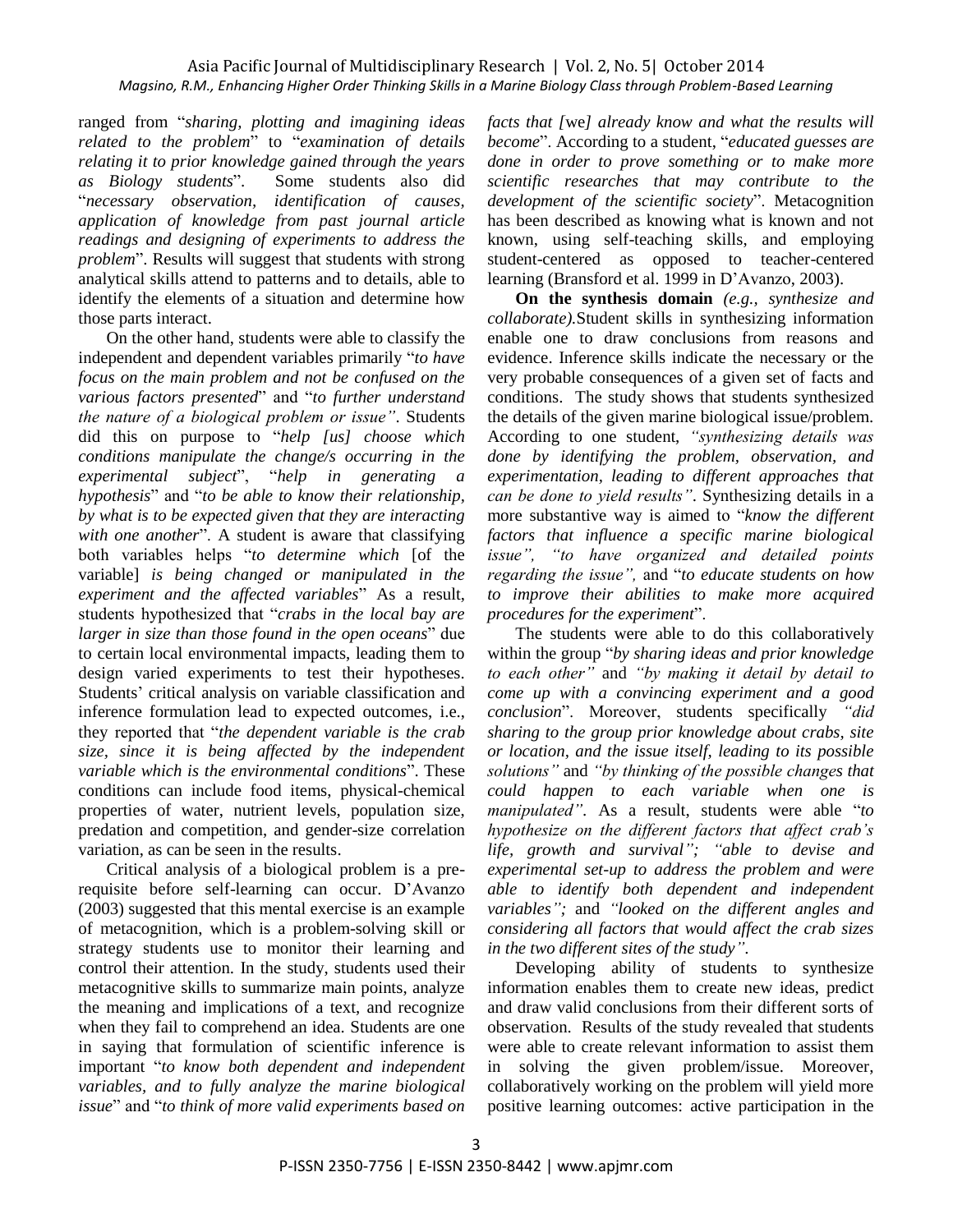ranged from "*sharing, plotting and imagining ideas related to the problem*" to "*examination of details relating it to prior knowledge gained through the years as Biology students*". Some students also did "*necessary observation, identification of causes, application of knowledge from past journal article readings and designing of experiments to address the problem*". Results will suggest that students with strong analytical skills attend to patterns and to details, able to identify the elements of a situation and determine how those parts interact.

On the other hand, students were able to classify the independent and dependent variables primarily "*to have focus on the main problem and not be confused on the various factors presented*" and "*to further understand the nature of a biological problem or issue*". Students did this on purpose to "*help [us] choose which conditions manipulate the change/s occurring in the experimental subject*", "*help in generating a hypothesis*" and "*to be able to know their relationship, by what is to be expected given that they are interacting with one another*". A student is aware that classifying both variables helps "*to determine which* [of the variable] *is being changed or manipulated in the experiment and the affected variables*" As a result, students hypothesized that "*crabs in the local bay are larger in size than those found in the open oceans*" due to certain local environmental impacts, leading them to design varied experiments to test their hypotheses. Students' critical analysis on variable classification and inference formulation lead to expected outcomes, i.e., they reported that "*the dependent variable is the crab size, since it is being affected by the independent variable which is the environmental conditions*". These conditions can include food items, physical-chemical properties of water, nutrient levels, population size, predation and competition, and gender-size correlation variation, as can be seen in the results.

Critical analysis of a biological problem is a pre-requisite before self-learning can occur. D'Avanzo (2003) suggested that this mental exercise is an example of metacognition, which is a problem-solving skill or strategy students use to monitor their learning and control their attention. In the study, students used their metacognitive skills to summarize main points, analyze the meaning and implications of a text, and recognize when they fail to comprehend an idea. Students are one in saying that formulation of scientific inference is important "*to know both dependent and independent variables, and to fully analyze the marine biological issue*" and "*to think of more valid experiments based on facts that [*we*] already know and what the results will become*". According to a student, "*educated guesses are done in order to prove something or to make more scientific researches that may contribute to the development of the scientific society*". Metacognition has been described as knowing what is known and not known, using self-teaching skills, and employing student-centered as opposed to teacher-centered learning (Bransford et al. 1999 in D'Avanzo, 2003).

**On the synthesis domain** *(e.g., synthesize and collaborate).*Student skills in synthesizing information enable one to draw conclusions from reasons and evidence. Inference skills indicate the necessary or the very probable consequences of a given set of facts and conditions. The study shows that students synthesized the details of the given marine biological issue/problem. According to one student, *"synthesizing details was done by identifying the problem, observation, and experimentation, leading to different approaches that can be done to yield results"*. Synthesizing details in a more substantive way is aimed to "*know the different factors that influence a specific marine biological issue", "to have organized and detailed points regarding the issue",* and "*to educate students on how to improve their abilities to make more acquired procedures for the experiment*".

The students were able to do this collaboratively within the group "*by sharing ideas and prior knowledge to each other"* and *"by making it detail by detail to come up with a convincing experiment and a good conclusion*". Moreover, students specifically *"did sharing to the group prior knowledge about crabs, site or location, and the issue itself, leading to its possible solutions"* and *"by thinking of the possible changes that could happen to each variable when one is manipulated"*. As a result, students were able "*to hypothesize on the different factors that affect crab's life, growth and survival"; "able to devise and experimental set-up to address the problem and were able to identify both dependent and independent variables";* and *"looked on the different angles and considering all factors that would affect the crab sizes in the two different sites of the study".*

Developing ability of students to synthesize information enables them to create new ideas, predict and draw valid conclusions from their different sorts of observation. Results of the study revealed that students were able to create relevant information to assist them in solving the given problem/issue. Moreover, collaboratively working on the problem will yield more positive learning outcomes: active participation in the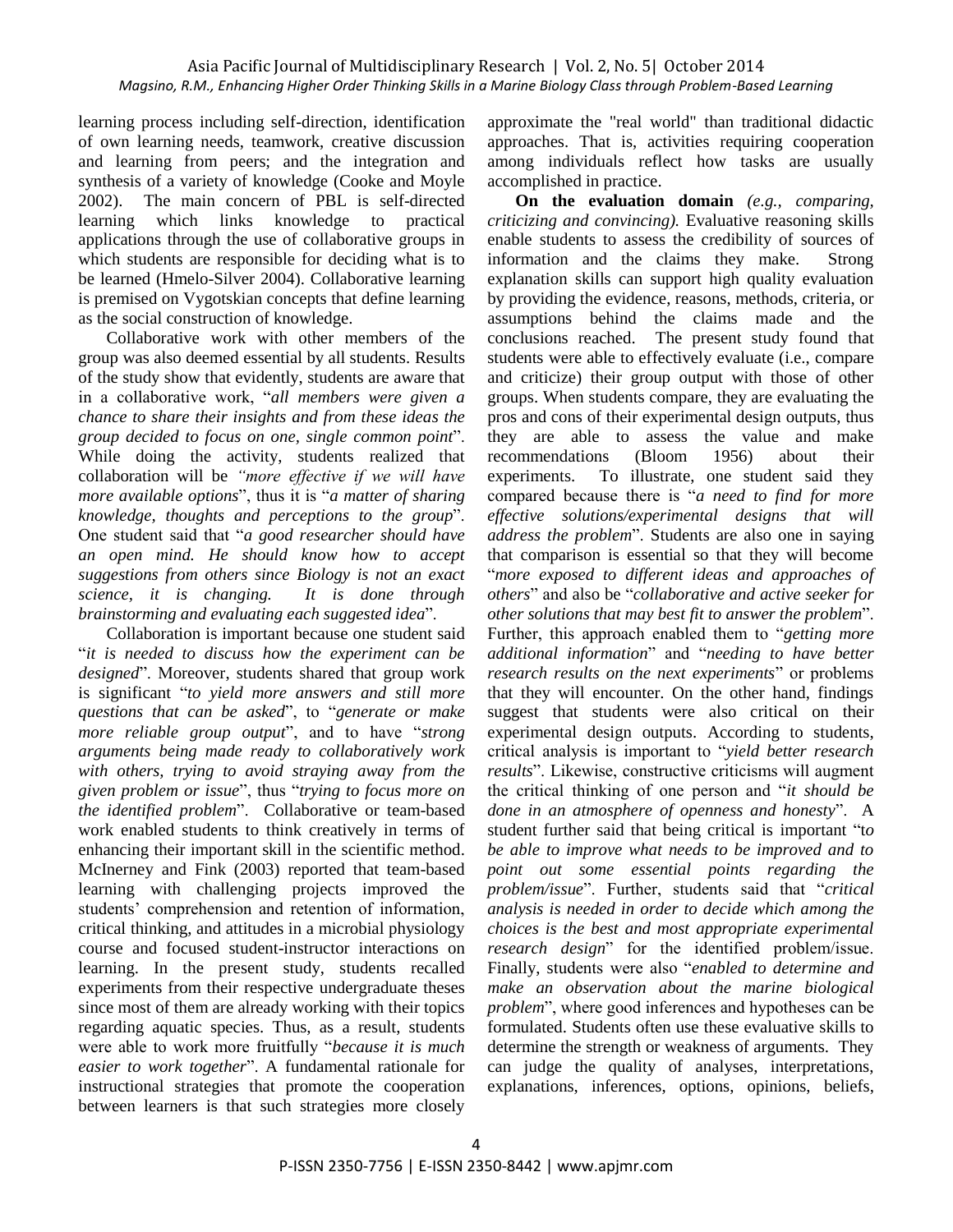learning process including self-direction, identification of own learning needs, teamwork, creative discussion and learning from peers; and the integration and synthesis of a variety of knowledge (Cooke and Moyle 2002). The main concern of PBL is self-directed learning which links knowledge to practical applications through the use of collaborative groups in which students are responsible for deciding what is to be learned (Hmelo-Silver 2004). Collaborative learning is premised on Vygotskian concepts that define learning as the social construction of knowledge.

Collaborative work with other members of the group was also deemed essential by all students. Results of the study show that evidently, students are aware that in a collaborative work, "*all members were given a chance to share their insights and from these ideas the group decided to focus on one, single common point*". While doing the activity, students realized that collaboration will be *"more effective if we will have more available options*", thus it is "*a matter of sharing knowledge, thoughts and perceptions to the group*". One student said that "*a good researcher should have an open mind. He should know how to accept suggestions from others since Biology is not an exact science, it is changing. It is done through brainstorming and evaluating each suggested idea*".

Collaboration is important because one student said "*it is needed to discuss how the experiment can be designed*". Moreover, students shared that group work is significant "*to yield more answers and still more questions that can be asked*", to "*generate or make more reliable group output*", and to have "*strong arguments being made ready to collaboratively work with others, trying to avoid straying away from the given problem or issue*", thus "*trying to focus more on the identified problem*". Collaborative or team-based work enabled students to think creatively in terms of enhancing their important skill in the scientific method. McInerney and Fink (2003) reported that team-based learning with challenging projects improved the students' comprehension and retention of information, critical thinking, and attitudes in a microbial physiology course and focused student-instructor interactions on learning. In the present study, students recalled experiments from their respective undergraduate theses since most of them are already working with their topics regarding aquatic species. Thus, as a result, students were able to work more fruitfully "*because it is much easier to work together*". A fundamental rationale for instructional strategies that promote the cooperation between learners is that such strategies more closely approximate the "real world" than traditional didactic approaches. That is, activities requiring cooperation among individuals reflect how tasks are usually accomplished in practice.

**On the evaluation domain** *(e.g., comparing, criticizing and convincing).* Evaluative reasoning skills enable students to assess the credibility of sources of information and the claims they make. Strong explanation skills can support high quality evaluation by providing the evidence, reasons, methods, criteria, or assumptions behind the claims made and the conclusions reached. The present study found that students were able to effectively evaluate (i.e., compare and criticize) their group output with those of other groups. When students compare, they are evaluating the pros and cons of their experimental design outputs, thus they are able to assess the value and make recommendations (Bloom 1956) about their experiments. To illustrate, one student said they compared because there is "*a need to find for more effective solutions/experimental designs that will address the problem*". Students are also one in saying that comparison is essential so that they will become "*more exposed to different ideas and approaches of others*" and also be "*collaborative and active seeker for other solutions that may best fit to answer the problem*". Further, this approach enabled them to "*getting more additional information*" and "*needing to have better research results on the next experiments*" or problems that they will encounter. On the other hand, findings suggest that students were also critical on their experimental design outputs. According to students, critical analysis is important to "*yield better research results*". Likewise, constructive criticisms will augment the critical thinking of one person and "*it should be done in an atmosphere of openness and honesty*". A student further said that being critical is important "*to be able to improve what needs to be improved and to point out some essential points regarding the problem/issue*". Further, students said that "*critical analysis is needed in order to decide which among the choices is the best and most appropriate experimental research design*" for the identified problem/issue. Finally, students were also "*enabled to determine and make an observation about the marine biological problem*", where good inferences and hypotheses can be formulated. Students often use these evaluative skills to determine the strength or weakness of arguments. They can judge the quality of analyses, interpretations, explanations, inferences, options, opinions, beliefs,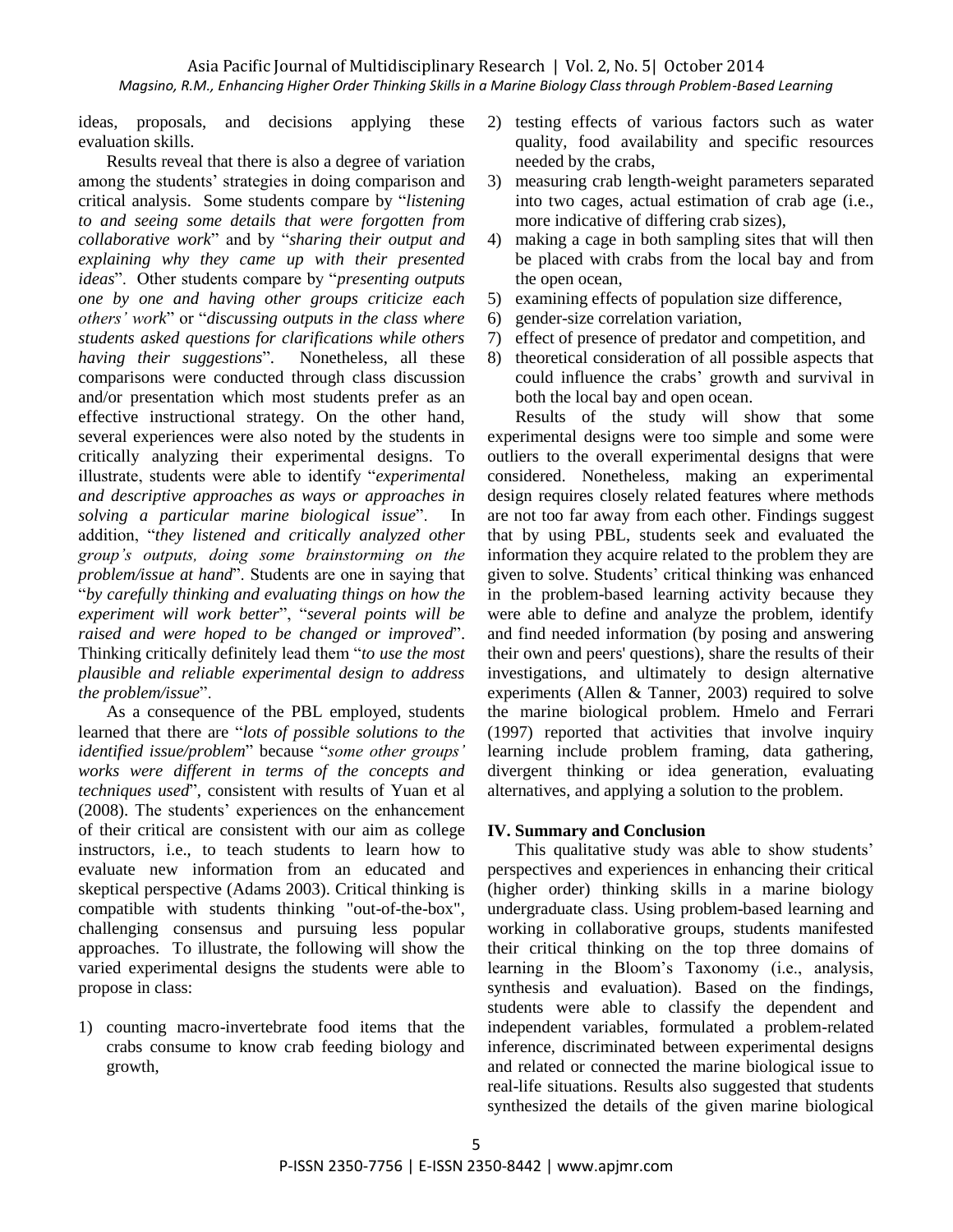ideas, proposals, and decisions applying these evaluation skills.

Results reveal that there is also a degree of variation among the students' strategies in doing comparison and critical analysis. Some students compare by "*listening to and seeing some details that were forgotten from collaborative work*" and by "*sharing their output and explaining why they came up with their presented ideas*". Other students compare by "*presenting outputs one by one and having other groups criticize each others' work*" or "*discussing outputs in the class where students asked questions for clarifications while others having their suggestions*". Nonetheless, all these comparisons were conducted through class discussion and/or presentation which most students prefer as an effective instructional strategy. On the other hand, several experiences were also noted by the students in critically analyzing their experimental designs. To illustrate, students were able to identify "*experimental and descriptive approaches as ways or approaches in solving a particular marine biological issue*". In addition, "*they listened and critically analyzed other group's outputs, doing some brainstorming on the problem/issue at hand*". Students are one in saying that "*by carefully thinking and evaluating things on how the experiment will work better*", "*several points will be raised and were hoped to be changed or improved*". Thinking critically definitely lead them "*to use the most plausible and reliable experimental design to address the problem/issue*".

As a consequence of the PBL employed, students learned that there are "*lots of possible solutions to the identified issue/problem*" because "*some other groups' works were different in terms of the concepts and techniques used*", consistent with results of Yuan et al (2008). The students' experiences on the enhancement of their critical are consistent with our aim as college instructors, i.e., to teach students to learn how to evaluate new information from an educated and skeptical perspective (Adams 2003). Critical thinking is compatible with students thinking "out-of-the-box", challenging consensus and pursuing less popular approaches. To illustrate, the following will show the varied experimental designs the students were able to propose in class:

1) counting macro-invertebrate food items that the crabs consume to know crab feeding biology and growth,
2) testing effects of various factors such as water quality, food availability and specific resources needed by the crabs,
3) measuring crab length-weight parameters separated into two cages, actual estimation of crab age (i.e., more indicative of differing crab sizes),
4) making a cage in both sampling sites that will then be placed with crabs from the local bay and from the open ocean,
5) examining effects of population size difference,
6) gender-size correlation variation,
7) effect of presence of predator and competition, and
8) theoretical consideration of all possible aspects that could influence the crabs' growth and survival in both the local bay and open ocean.

Results of the study will show that some experimental designs were too simple and some were outliers to the overall experimental designs that were considered. Nonetheless, making an experimental design requires closely related features where methods are not too far away from each other. Findings suggest that by using PBL, students seek and evaluated the information they acquire related to the problem they are given to solve. Students' critical thinking was enhanced in the problem-based learning activity because they were able to define and analyze the problem, identify and find needed information (by posing and answering their own and peers' questions), share the results of their investigations, and ultimately to design alternative experiments (Allen & Tanner, 2003) required to solve the marine biological problem. Hmelo and Ferrari (1997) reported that activities that involve inquiry learning include problem framing, data gathering, divergent thinking or idea generation, evaluating alternatives, and applying a solution to the problem.

## IV. Summary and Conclusion

This qualitative study was able to show students' perspectives and experiences in enhancing their critical (higher order) thinking skills in a marine biology undergraduate class. Using problem-based learning and working in collaborative groups, students manifested their critical thinking on the top three domains of learning in the Bloom's Taxonomy (i.e., analysis, synthesis and evaluation). Based on the findings, students were able to classify the dependent and independent variables, formulated a problem-related inference, discriminated between experimental designs and related or connected the marine biological issue to real-life situations. Results also suggested that students synthesized the details of the given marine biological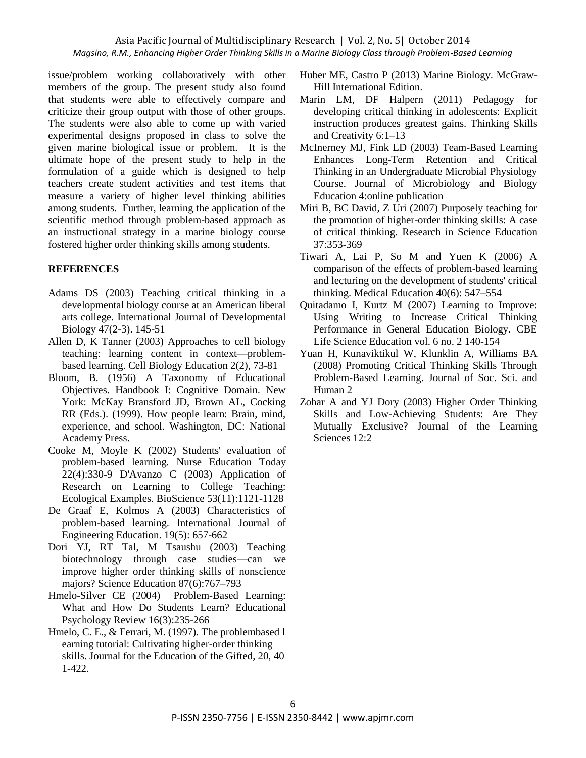issue/problem working collaboratively with other members of the group. The present study also found that students were able to effectively compare and criticize their group output with those of other groups. The students were also able to come up with varied experimental designs proposed in class to solve the given marine biological issue or problem. It is the ultimate hope of the present study to help in the formulation of a guide which is designed to help teachers create student activities and test items that measure a variety of higher level thinking abilities among students. Further, learning the application of the scientific method through problem-based approach as an instructional strategy in a marine biology course fostered higher order thinking skills among students.

## REFERENCES

Adams DS (2003) Teaching critical thinking in a developmental biology course at an American liberal arts college. International Journal of Developmental Biology 47(2-3). 145-51

Allen D, K Tanner (2003) Approaches to cell biology teaching: learning content in context—problem-based learning. Cell Biology Education 2(2), 73-81

Bloom, B. (1956) A Taxonomy of Educational Objectives. Handbook I: Cognitive Domain. New York: McKay Bransford JD, Brown AL, Cocking RR (Eds.). (1999). How people learn: Brain, mind, experience, and school. Washington, DC: National Academy Press.

Cooke M, Moyle K (2002) Students' evaluation of problem-based learning. Nurse Education Today 22(4):330-9 D'Avanzo C (2003) Application of Research on Learning to College Teaching: Ecological Examples. BioScience 53(11):1121-1128

De Graaf E, Kolmos A (2003) Characteristics of problem-based learning. International Journal of Engineering Education. 19(5): 657-662

Dori YJ, RT Tal, M Tsaushu (2003) Teaching biotechnology through case studies—can we improve higher order thinking skills of nonscience majors? Science Education 87(6):767–793

Hmelo-Silver CE (2004) Problem-Based Learning: What and How Do Students Learn? Educational Psychology Review 16(3):235-266

Hmelo, C. E., & Ferrari, M. (1997). The problembased l earning tutorial: Cultivating higher-order thinking skills. Journal for the Education of the Gifted, 20, 40 1-422.

Huber ME, Castro P (2013) Marine Biology. McGraw-Hill International Edition.

Marin LM, DF Halpern (2011) Pedagogy for developing critical thinking in adolescents: Explicit instruction produces greatest gains. Thinking Skills and Creativity 6:1–13

McInerney MJ, Fink LD (2003) Team-Based Learning Enhances Long-Term Retention and Critical Thinking in an Undergraduate Microbial Physiology Course. Journal of Microbiology and Biology Education 4:online publication

Miri B, BC David, Z Uri (2007) Purposely teaching for the promotion of higher-order thinking skills: A case of critical thinking. Research in Science Education 37:353-369

Tiwari A, Lai P, So M and Yuen K (2006) A comparison of the effects of problem-based learning and lecturing on the development of students' critical thinking. Medical Education 40(6): 547–554

Quitadamo I, Kurtz M (2007) Learning to Improve: Using Writing to Increase Critical Thinking Performance in General Education Biology. CBE Life Science Education vol. 6 no. 2 140-154

Yuan H, Kunaviktikul W, Klunklin A, Williams BA (2008) Promoting Critical Thinking Skills Through Problem-Based Learning. Journal of Soc. Sci. and Human 2

Zohar A and YJ Dory (2003) Higher Order Thinking Skills and Low-Achieving Students: Are They Mutually Exclusive? Journal of the Learning Sciences 12:2